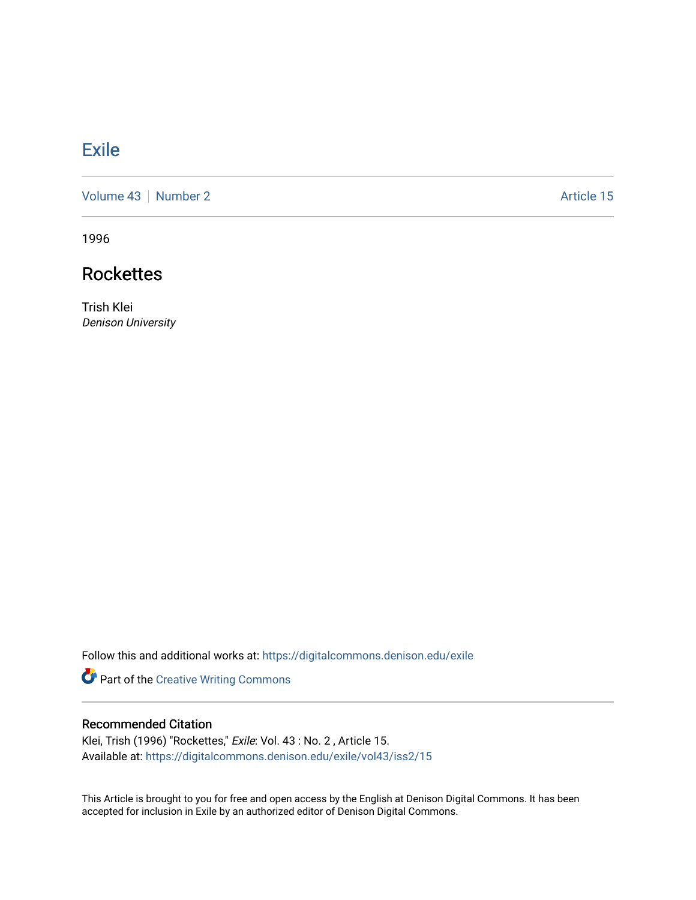# Exile

Volume 43 | Number 2 Article 15

1996

## Rockettes

Trish Klei
*Denison University*

Follow this and additional works at: https://digitalcommons.denison.edu/exile

Part of the Creative Writing Commons

### Recommended Citation

Klei, Trish (1996) "Rockettes," *Exile*: Vol. 43 : No. 2 , Article 15.
Available at: https://digitalcommons.denison.edu/exile/vol43/iss2/15

This Article is brought to you for free and open access by the English at Denison Digital Commons. It has been accepted for inclusion in Exile by an authorized editor of Denison Digital Commons.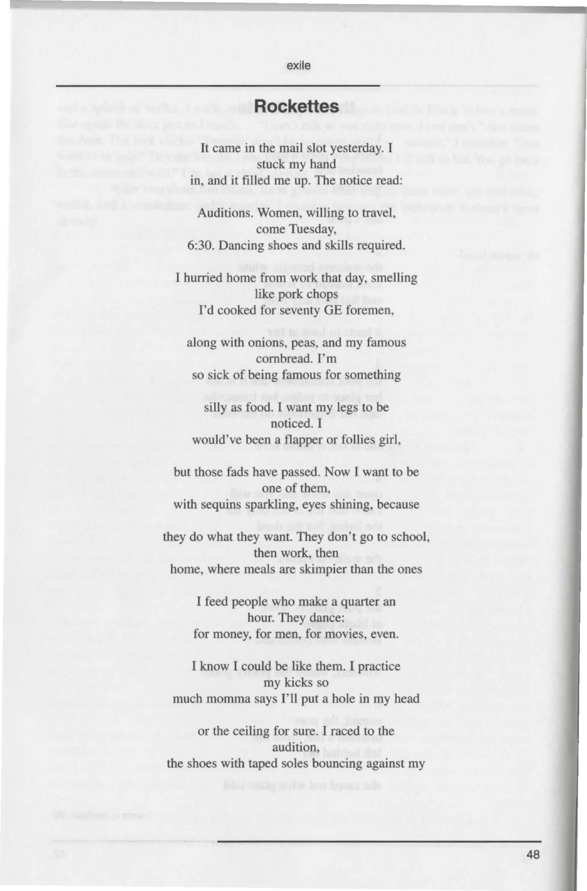# Rockettes

It came in the mail slot yesterday. I
stuck my hand
in, and it filled me up. The notice read:

Auditions. Women, willing to travel,
come Tuesday,
6:30. Dancing shoes and skills required.

I hurried home from work that day, smelling
like pork chops
I'd cooked for seventy GE foremen,

along with onions, peas, and my famous
cornbread. I'm
so sick of being famous for something

silly as food. I want my legs to be
noticed. I
would've been a flapper or follies girl,

but those fads have passed. Now I want to be
one of them,
with sequins sparkling, eyes shining, because

they do what they want. They don't go to school,
then work, then
home, where meals are skimpier than the ones

I feed people who make a quarter an
hour. They dance:
for money, for men, for movies, even.

I know I could be like them. I practice
my kicks so
much momma says I'll put a hole in my head

or the ceiling for sure. I raced to the
audition,
the shoes with taped soles bouncing against my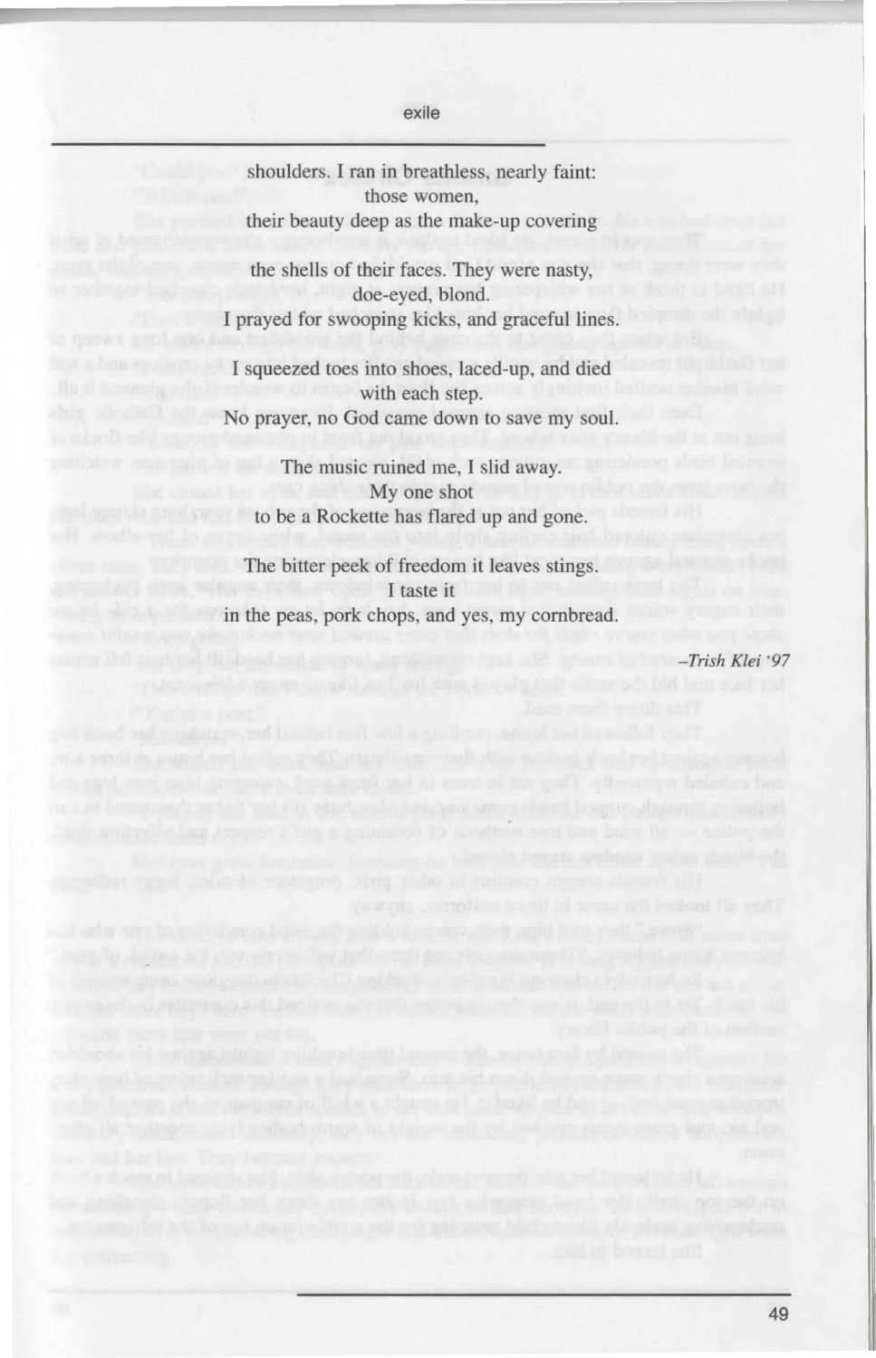shoulders. I ran in breathless, nearly faint:
those women,
their beauty deep as the make-up covering

the shells of their faces. They were nasty,
doe-eyed, blond.
I prayed for swooping kicks, and graceful lines.

I squeezed toes into shoes, laced-up, and died
with each step.
No prayer, no God came down to save my soul.

The music ruined me, I slid away.
My one shot
to be a Rockette has flared up and gone.

The bitter peek of freedom it leaves stings.
I taste it
in the peas, pork chops, and yes, my cornbread.

*–Trish Klei '97*